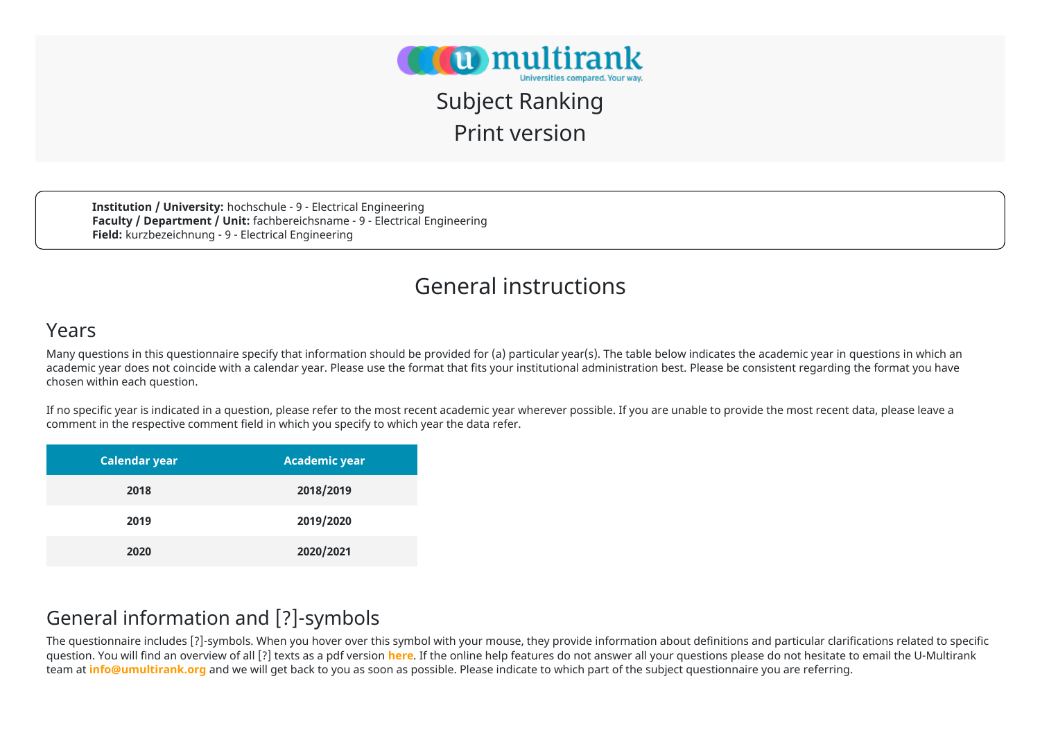# Subject Ranking

# Print version

**Institution / University:** hochschule - 9 - Electrical Engineering
**Faculty / Department / Unit:** fachbereichsname - 9 - Electrical Engineering
**Field:** kurzbezeichnung - 9 - Electrical Engineering

## General instructions

### Years

Many questions in this questionnaire specify that information should be provided for (a) particular year(s). The table below indicates the academic year in questions in which an academic year does not coincide with a calendar year. Please use the format that fits your institutional administration best. Please be consistent regarding the format you have chosen within each question.

If no specific year is indicated in a question, please refer to the most recent academic year wherever possible. If you are unable to provide the most recent data, please leave a comment in the respective comment field in which you specify to which year the data refer.

| Calendar year | Academic year |
| --- | --- |
| 2018 | 2018/2019 |
| 2019 | 2019/2020 |
| 2020 | 2020/2021 |

### General information and [?]-symbols

The questionnaire includes [?]-symbols. When you hover over this symbol with your mouse, they provide information about definitions and particular clarifications related to specific question. You will find an overview of all [?] texts as a pdf version **here**. If the online help features do not answer all your questions please do not hesitate to email the U-Multirank team at **info@umultirank.org** and we will get back to you as soon as possible. Please indicate to which part of the subject questionnaire you are referring.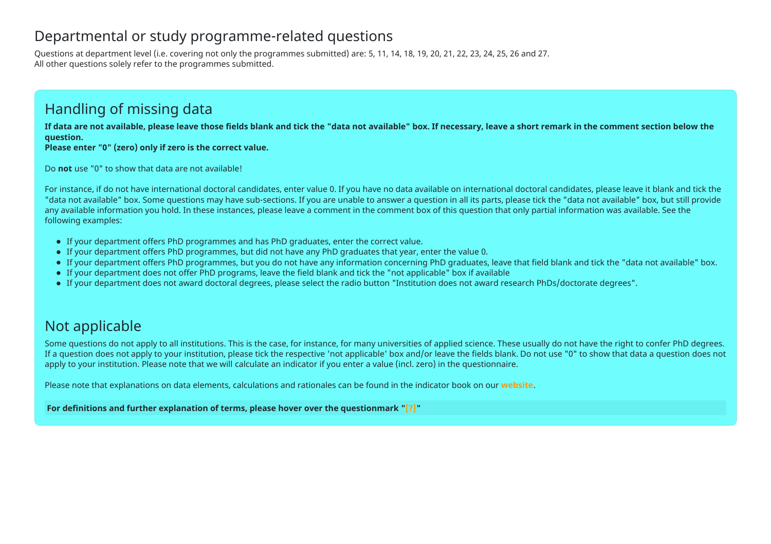# Departmental or study programme-related questions

Questions at department level (i.e. covering not only the programmes submitted) are: 5, 11, 14, 18, 19, 20, 21, 22, 23, 24, 25, 26 and 27.
All other questions solely refer to the programmes submitted.

## Handling of missing data

**If data are not available, please leave those fields blank and tick the "data not available" box. If necessary, leave a short remark in the comment section below the question.**
**Please enter "0" (zero) only if zero is the correct value.**

Do **not** use "0" to show that data are not available!

For instance, if do not have international doctoral candidates, enter value 0. If you have no data available on international doctoral candidates, please leave it blank and tick the "data not available" box. Some questions may have sub-sections. If you are unable to answer a question in all its parts, please tick the "data not available" box, but still provide any available information you hold. In these instances, please leave a comment in the comment box of this question that only partial information was available. See the following examples:

- If your department offers PhD programmes and has PhD graduates, enter the correct value.
- If your department offers PhD programmes, but did not have any PhD graduates that year, enter the value 0.
- If your department offers PhD programmes, but you do not have any information concerning PhD graduates, leave that field blank and tick the "data not available" box.
- If your department does not offer PhD programs, leave the field blank and tick the "not applicable" box if available
- If your department does not award doctoral degrees, please select the radio button "Institution does not award research PhDs/doctorate degrees".

## Not applicable

Some questions do not apply to all institutions. This is the case, for instance, for many universities of applied science. These usually do not have the right to confer PhD degrees. If a question does not apply to your institution, please tick the respective 'not applicable' box and/or leave the fields blank. Do not use "0" to show that data a question does not apply to your institution. Please note that we will calculate an indicator if you enter a value (incl. zero) in the questionnaire.

Please note that explanations on data elements, calculations and rationales can be found in the indicator book on our **website**.

**For definitions and further explanation of terms, please hover over the questionmark "[?]"**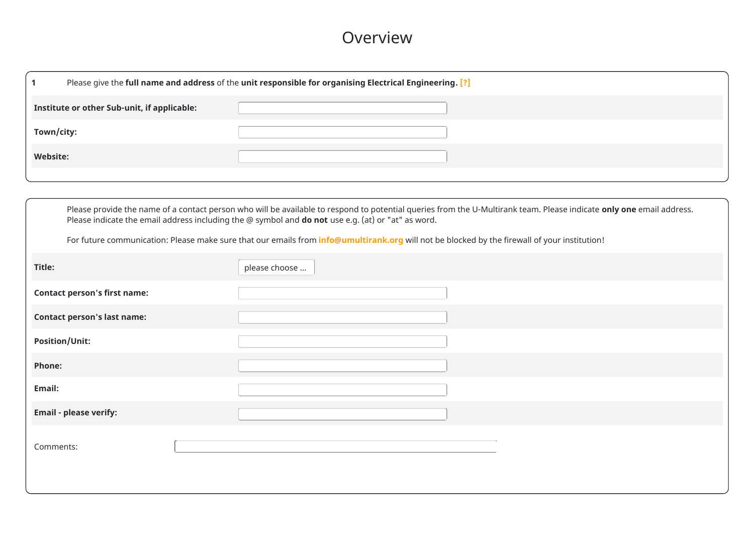# Overview

**1** Please give the **full name and address** of the **unit responsible for organising Electrical Engineering.** [?]

| | |
|---|---|
| **Institute or other Sub-unit, if applicable:** | |
| **Town/city:** | |
| **Website:** | |

Please provide the name of a contact person who will be available to respond to potential queries from the U-Multirank team. Please indicate **only one** email address. Please indicate the email address including the @ symbol and **do not** use e.g. (at) or "at" as word.

For future communication: Please make sure that our emails from info@umultirank.org will not be blocked by the firewall of your institution!

| | |
|---|---|
| **Title:** | please choose ... |
| **Contact person's first name:** | |
| **Contact person's last name:** | |
| **Position/Unit:** | |
| **Phone:** | |
| **Email:** | |
| **Email - please verify:** | |

Comments: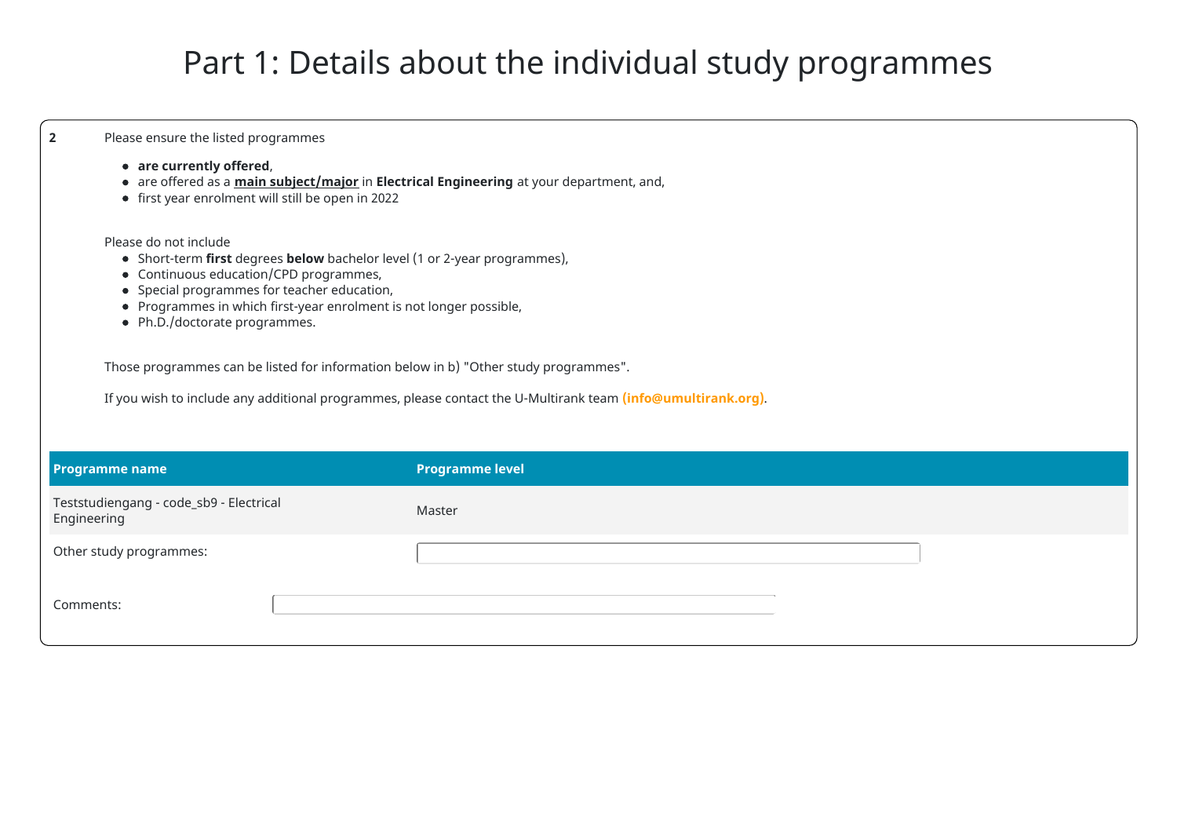# Part 1: Details about the individual study programmes

**2** Please ensure the listed programmes

- **are currently offered**,
- are offered as a **main subject/major** in **Electrical Engineering** at your department, and,
- first year enrolment will still be open in 2022

Please do not include

- Short-term **first** degrees **below** bachelor level (1 or 2-year programmes),
- Continuous education/CPD programmes,
- Special programmes for teacher education,
- Programmes in which first-year enrolment is not longer possible,
- Ph.D./doctorate programmes.

Those programmes can be listed for information below in b) "Other study programmes".

If you wish to include any additional programmes, please contact the U-Multirank team **(info@umultirank.org)**.

| Programme name | Programme level |
|---|---|
| Teststudiengang - code_sb9 - Electrical Engineering | Master |
| Other study programmes: | |

Comments: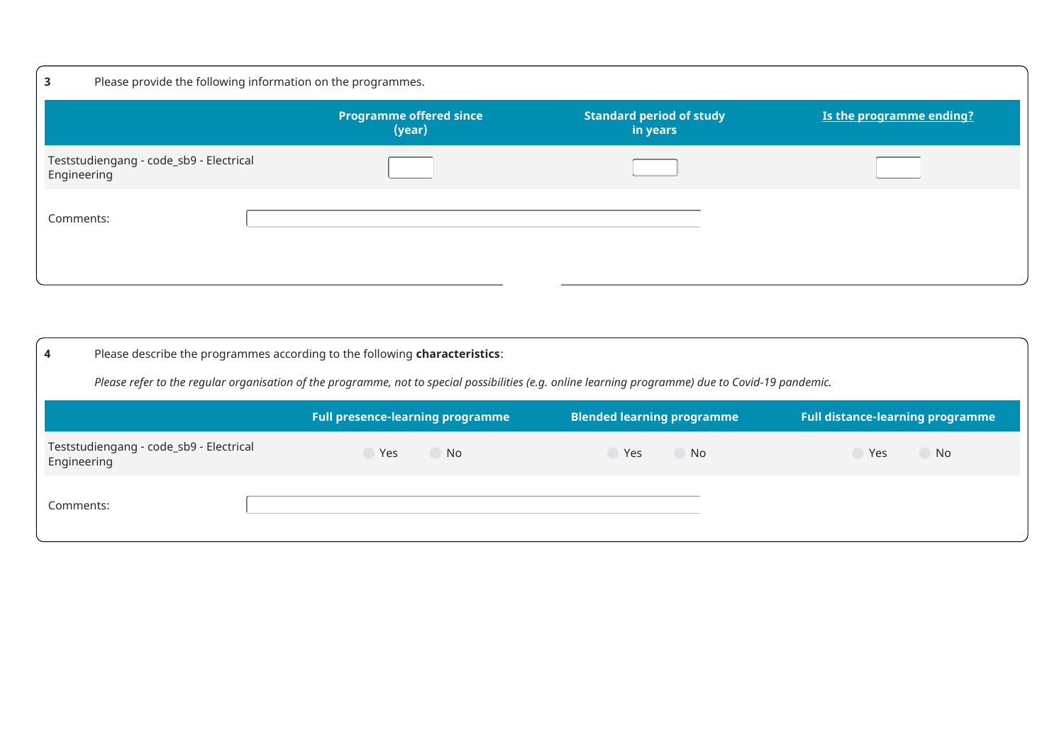**3** Please provide the following information on the programmes.

| | Programme offered since (year) | Standard period of study in years | Is the programme ending? |
|---|---|---|---|
| Teststudiengang - code_sb9 - Electrical Engineering | | | |

Comments:

**4** Please describe the programmes according to the following **characteristics**:

*Please refer to the regular organisation of the programme, not to special possibilities (e.g. online learning programme) due to Covid-19 pandemic.*

| | Full presence-learning programme | Blended learning programme | Full distance-learning programme |
|---|---|---|---|
| Teststudiengang - code_sb9 - Electrical Engineering | Yes No | Yes No | Yes No |

Comments: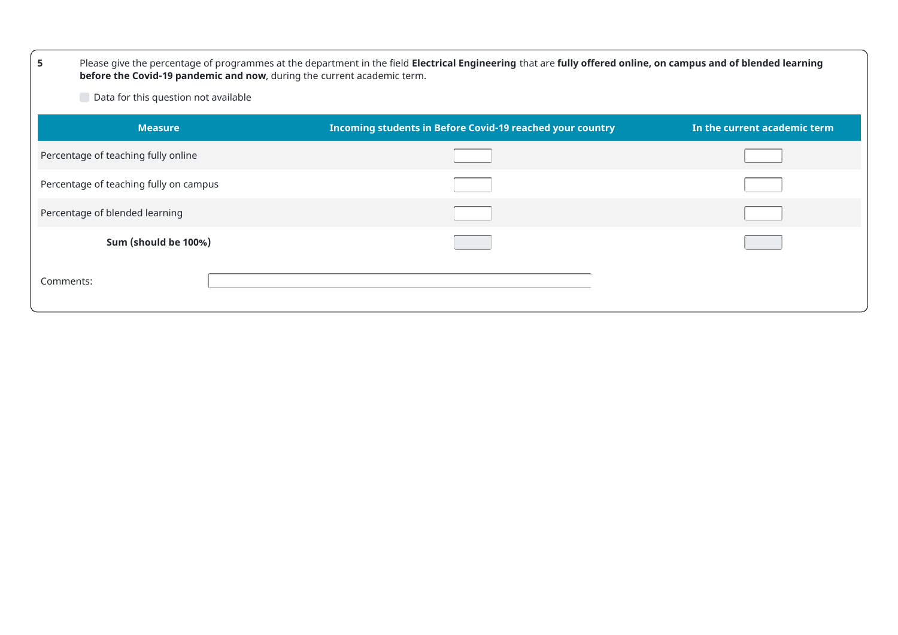**5** Please give the percentage of programmes at the department in the field **Electrical Engineering** that are **fully offered online, on campus and of blended learning before the Covid-19 pandemic and now**, during the current academic term.

☐ Data for this question not available

| Measure | Incoming students in Before Covid-19 reached your country | In the current academic term |
|---|---|---|
| Percentage of teaching fully online | | |
| Percentage of teaching fully on campus | | |
| Percentage of blended learning | | |
| **Sum (should be 100%)** | | |

Comments: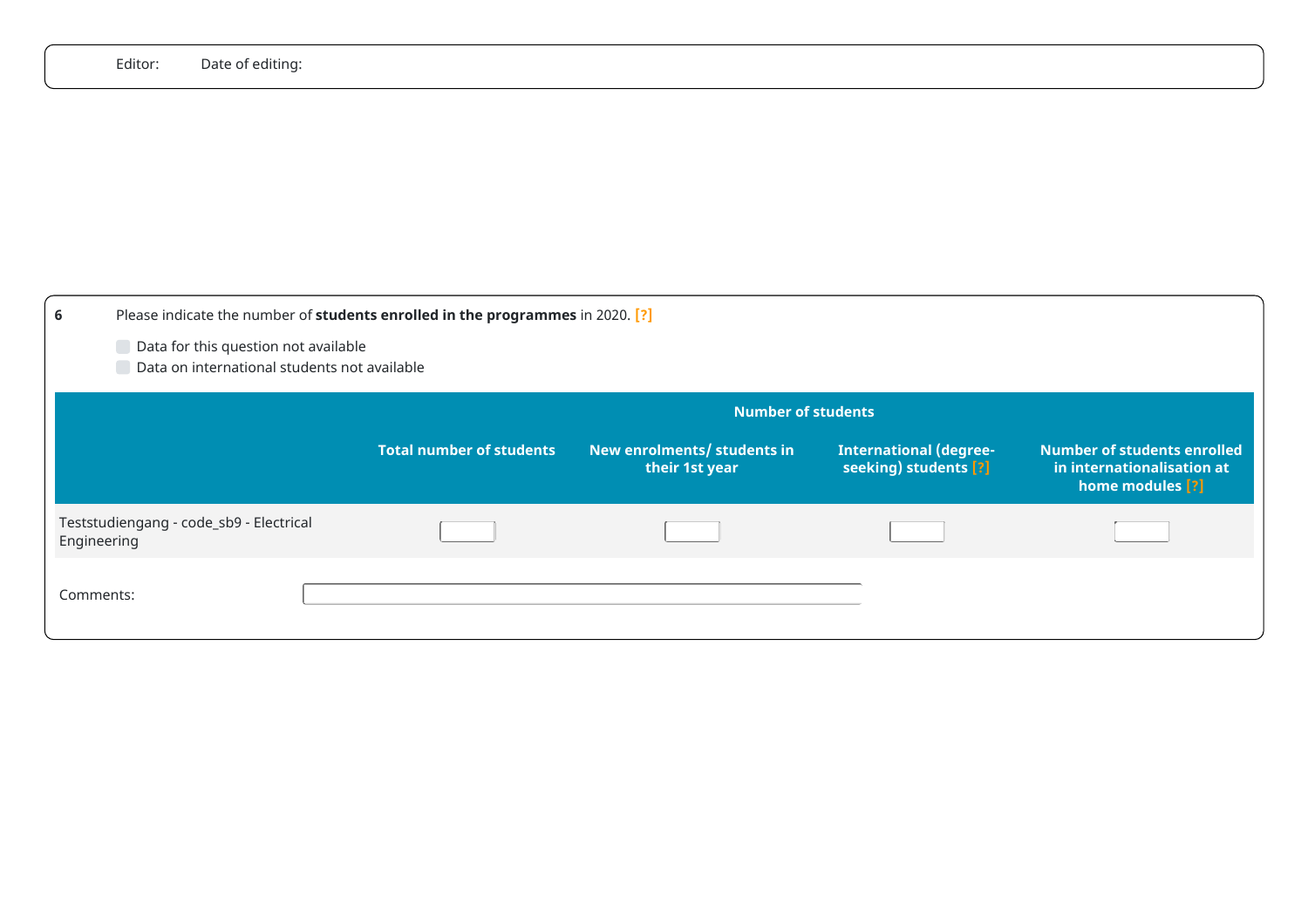Editor: Date of editing:

**6** Please indicate the number of **students enrolled in the programmes** in 2020. [?]

- [ ] Data for this question not available
- [ ] Data on international students not available

| | Number of students | | | |
|---|---|---|---|---|
| | Total number of students | New enrolments/ students in their 1st year | International (degree-seeking) students [?] | Number of students enrolled in internationalisation at home modules [?] |
| Teststudiengang - code_sb9 - Electrical Engineering | | | | |

Comments: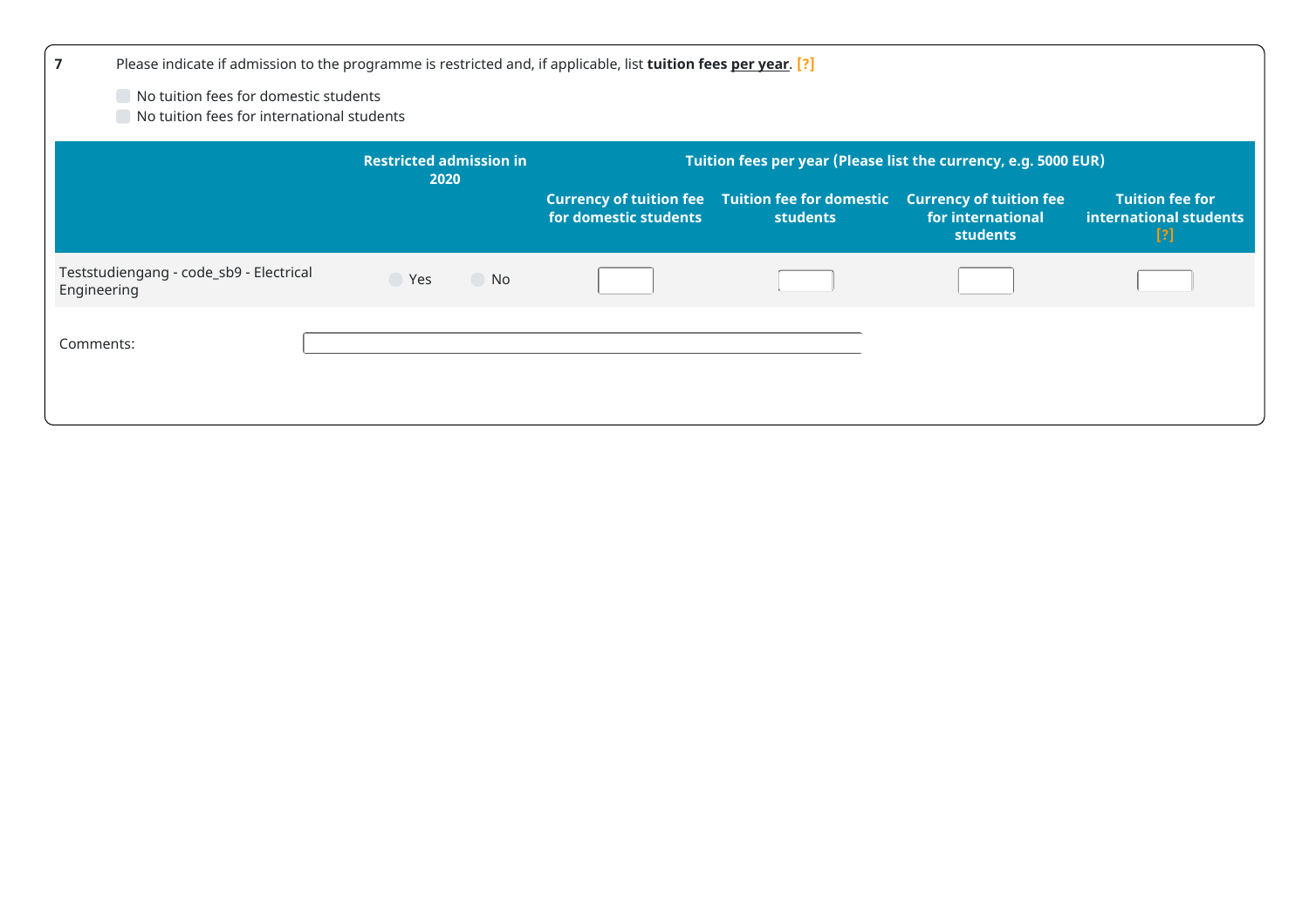**7** Please indicate if admission to the programme is restricted and, if applicable, list **tuition fees per year**. [?]

- No tuition fees for domestic students
- No tuition fees for international students

| | Restricted admission in 2020 | Tuition fees per year (Please list the currency, e.g. 5000 EUR) | | | |
|---|---|---|---|---|---|
| | | Currency of tuition fee for domestic students | Tuition fee for domestic students | Currency of tuition fee for international students | Tuition fee for international students [?] |
| Teststudiengang - code_sb9 - Electrical Engineering | Yes No | | | | |

Comments: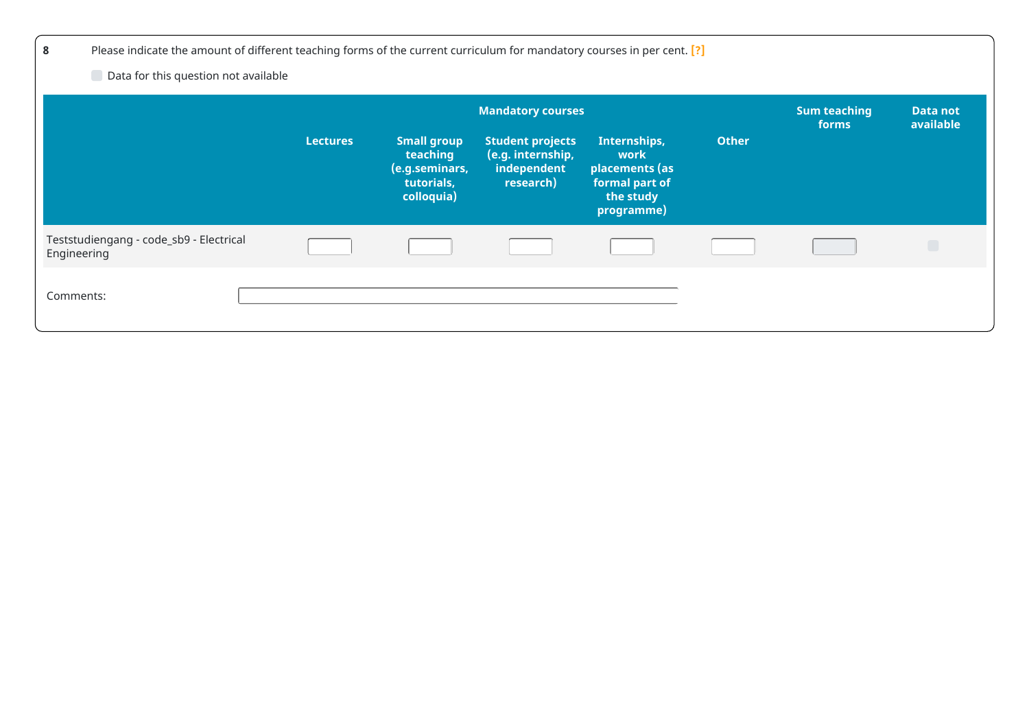**8** Please indicate the amount of different teaching forms of the current curriculum for mandatory courses in per cent. [?]

☐ Data for this question not available

| | Mandatory courses | | | | | Sum teaching forms | Data not available |
|---|---|---|---|---|---|---|---|
| | Lectures | Small group teaching (e.g.seminars, tutorials, colloquia) | Student projects (e.g. internship, independent research) | Internships, work placements (as formal part of the study programme) | Other | | |
| Teststudiengang - code_sb9 - Electrical Engineering | | | | | | | ☐ |

Comments: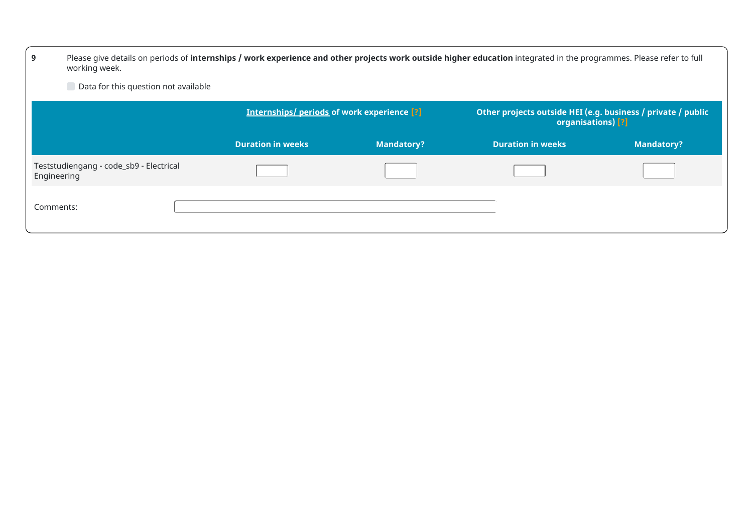**9** Please give details on periods of **internships / work experience and other projects work outside higher education** integrated in the programmes. Please refer to full working week.

☐ Data for this question not available

| | Internships/ periods of work experience [?] | | Other projects outside HEI (e.g. business / private / public organisations) [?] | |
|---|---|---|---|---|
| | **Duration in weeks** | **Mandatory?** | **Duration in weeks** | **Mandatory?** |
| Teststudiengang - code_sb9 - Electrical Engineering | | | | |

Comments: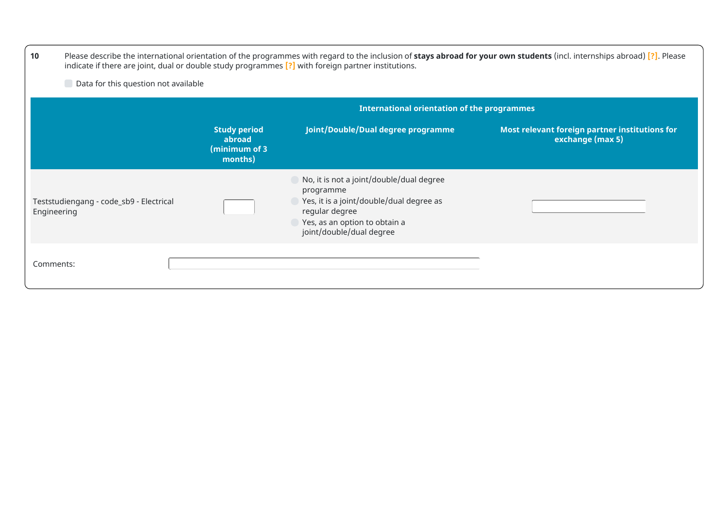**10** Please describe the international orientation of the programmes with regard to the inclusion of **stays abroad for your own students** (incl. internships abroad) [?]. Please indicate if there are joint, dual or double study programmes [?] with foreign partner institutions.

☐ Data for this question not available

| | International orientation of the programmes | | |
|---|---|---|---|
| | Study period abroad (minimum of 3 months) | Joint/Double/Dual degree programme | Most relevant foreign partner institutions for exchange (max 5) |
| Teststudiengang - code_sb9 - Electrical Engineering | | ○ No, it is not a joint/double/dual degree programme<br>○ Yes, it is a joint/double/dual degree as regular degree<br>○ Yes, as an option to obtain a joint/double/dual degree | |

Comments: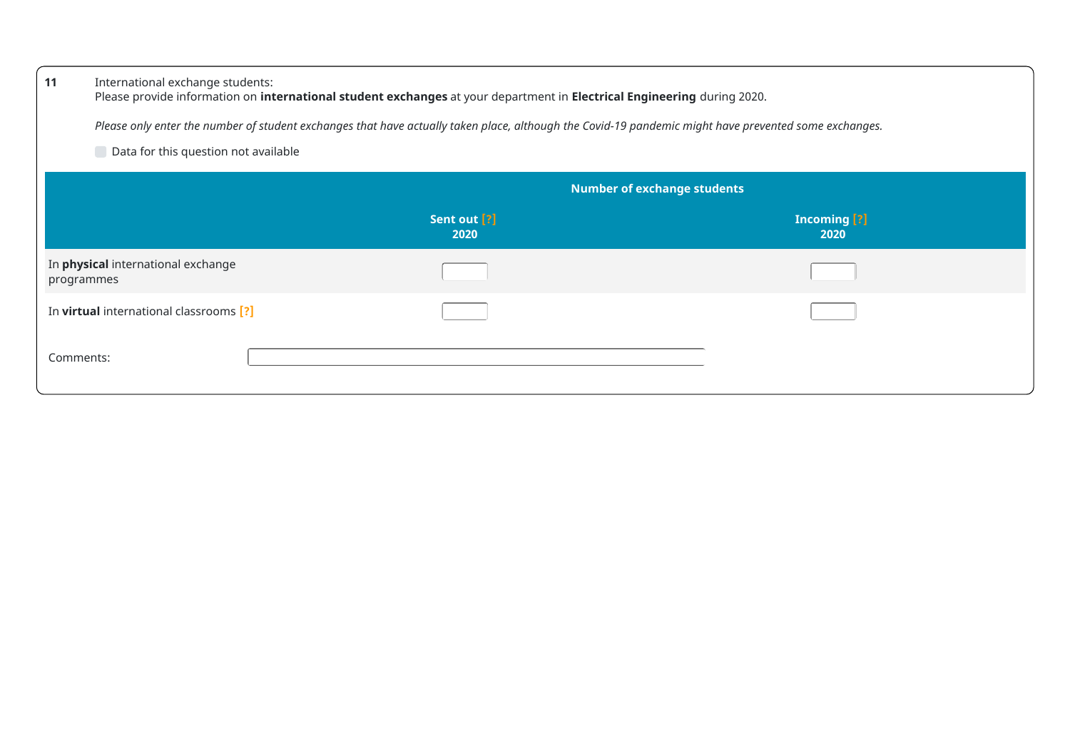**11** International exchange students:
Please provide information on **international student exchanges** at your department in **Electrical Engineering** during 2020.

*Please only enter the number of student exchanges that have actually taken place, although the Covid-19 pandemic might have prevented some exchanges.*

☐ Data for this question not available

| | Number of exchange students | |
|---|---|---|
| | Sent out [?] 2020 | Incoming [?] 2020 |
| In **physical** international exchange programmes | | |
| In **virtual** international classrooms [?] | | |

Comments: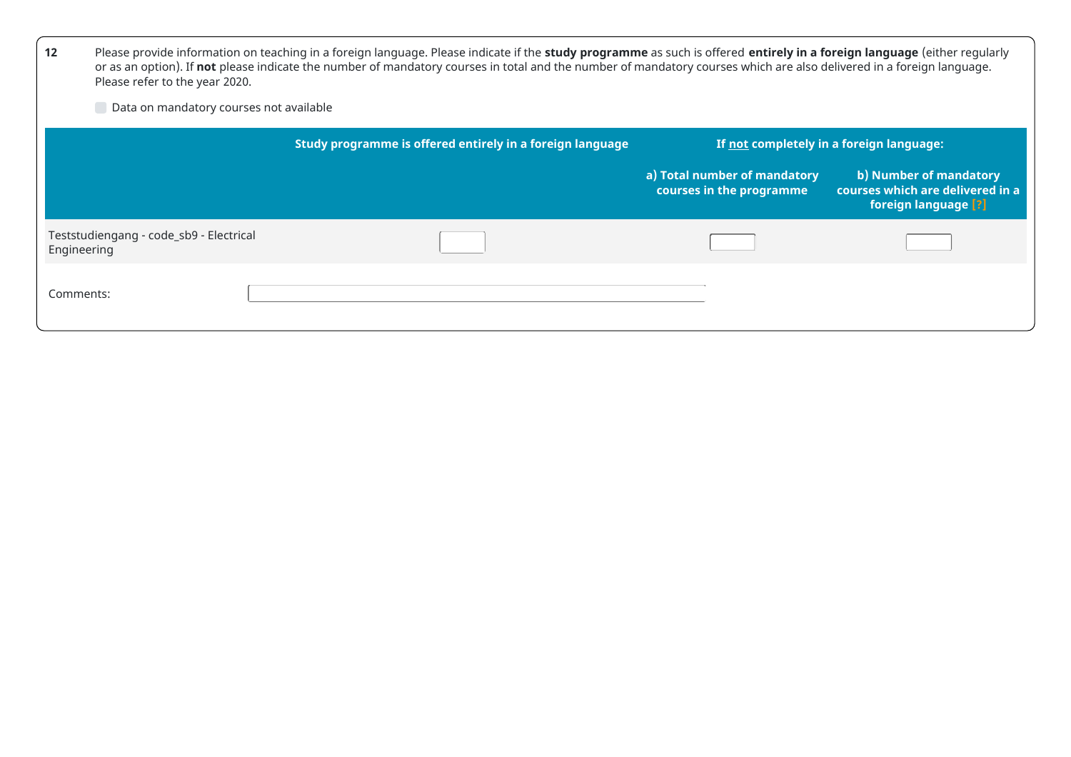**12** Please provide information on teaching in a foreign language. Please indicate if the **study programme** as such is offered **entirely in a foreign language** (either regularly or as an option). If **not** please indicate the number of mandatory courses in total and the number of mandatory courses which are also delivered in a foreign language. Please refer to the year 2020.

☐ Data on mandatory courses not available

| | Study programme is offered entirely in a foreign language | If not completely in a foreign language: | |
|---|---|---|---|
| | | a) Total number of mandatory courses in the programme | b) Number of mandatory courses which are delivered in a foreign language [?] |
| Teststudiengang - code_sb9 - Electrical Engineering | | | |

Comments: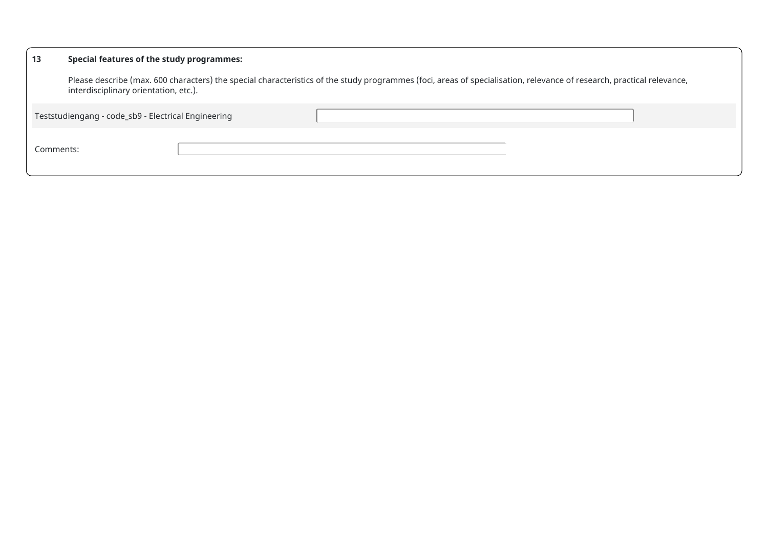**13 Special features of the study programmes:**

Please describe (max. 600 characters) the special characteristics of the study programmes (foci, areas of specialisation, relevance of research, practical relevance, interdisciplinary orientation, etc.).

| Teststudiengang - code_sb9 - Electrical Engineering | |
|---|---|

Comments: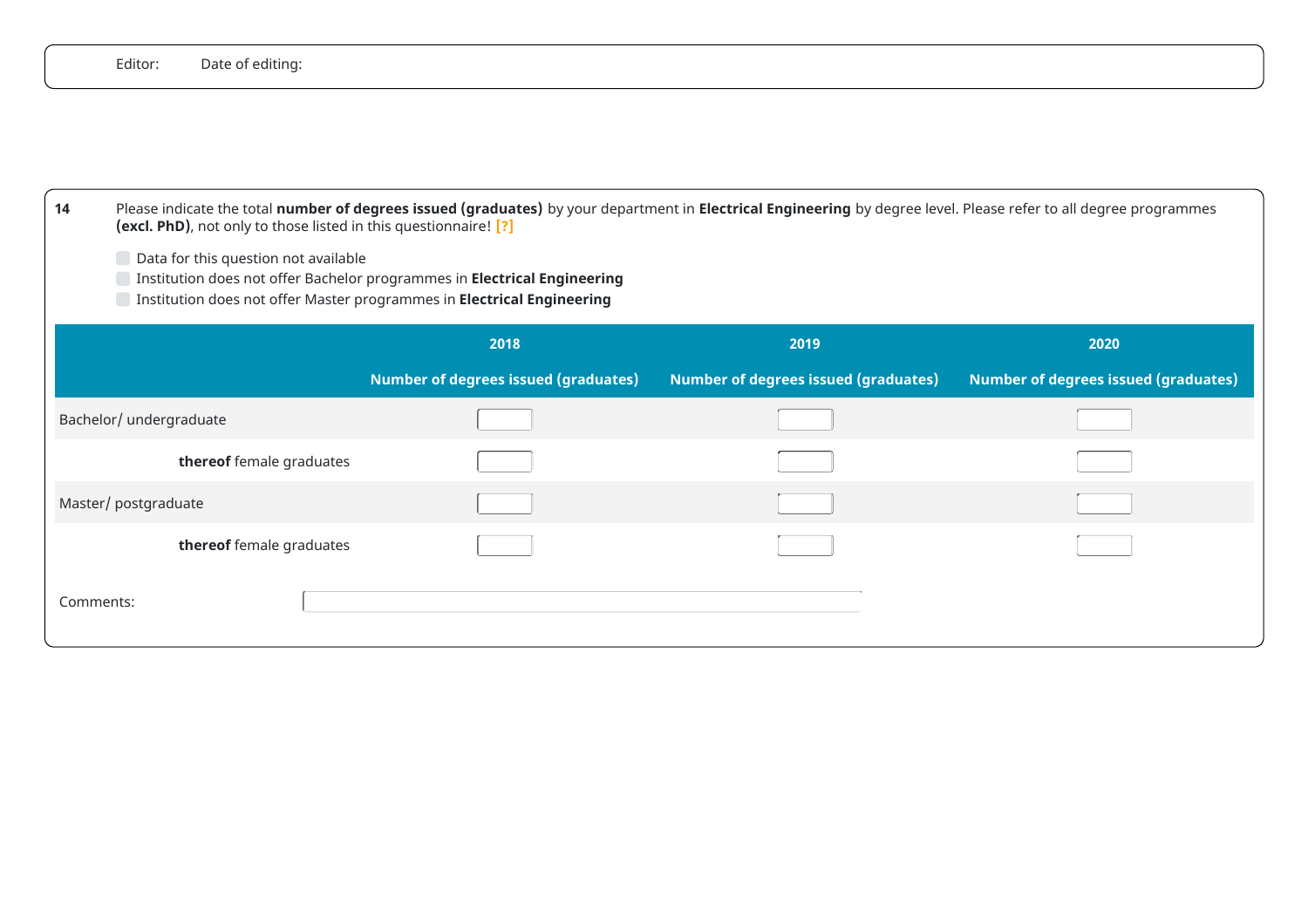Editor: Date of editing:

**14** Please indicate the total **number of degrees issued (graduates)** by your department in **Electrical Engineering** by degree level. Please refer to all degree programmes **(excl. PhD)**, not only to those listed in this questionnaire! [?]

- ☐ Data for this question not available
- ☐ Institution does not offer Bachelor programmes in **Electrical Engineering**
- ☐ Institution does not offer Master programmes in **Electrical Engineering**

| | 2018 | 2019 | 2020 |
|---|---|---|---|
| | Number of degrees issued (graduates) | Number of degrees issued (graduates) | Number of degrees issued (graduates) |
| Bachelor/ undergraduate | | | |
| **thereof** female graduates | | | |
| Master/ postgraduate | | | |
| **thereof** female graduates | | | |

Comments: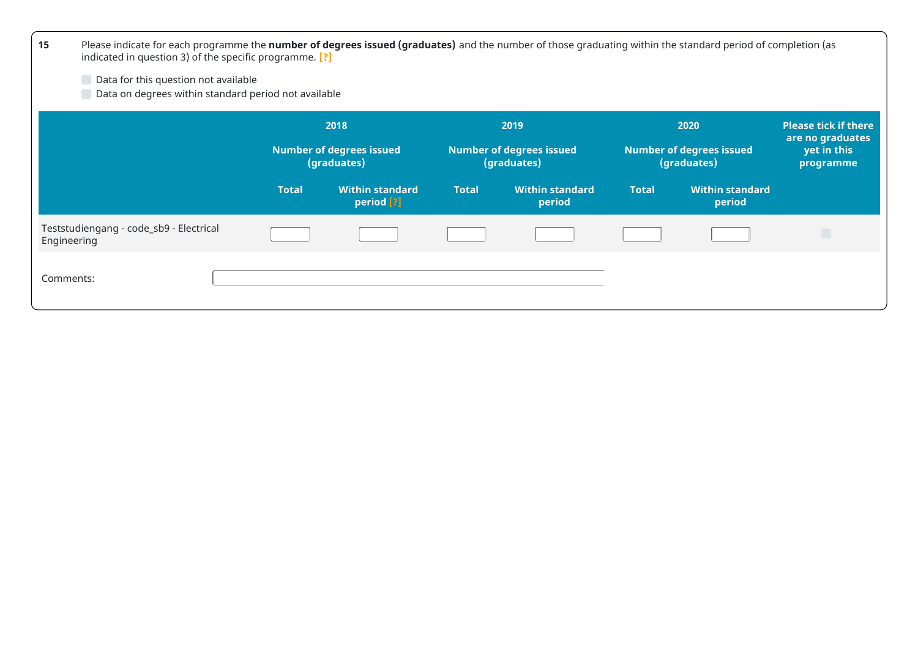**15** Please indicate for each programme the **number of degrees issued (graduates)** and the number of those graduating within the standard period of completion (as indicated in question 3) of the specific programme. [?]

- [ ] Data for this question not available
- [ ] Data on degrees within standard period not available

| | 2018 | | 2019 | | 2020 | | Please tick if there are no graduates yet in this programme |
|---|---|---|---|---|---|---|---|
| | Number of degrees issued (graduates) | | Number of degrees issued (graduates) | | Number of degrees issued (graduates) | | |
| | Total | Within standard period [?] | Total | Within standard period | Total | Within standard period | |
| Teststudiengang - code_sb9 - Electrical Engineering | | | | | | | ☐ |

Comments: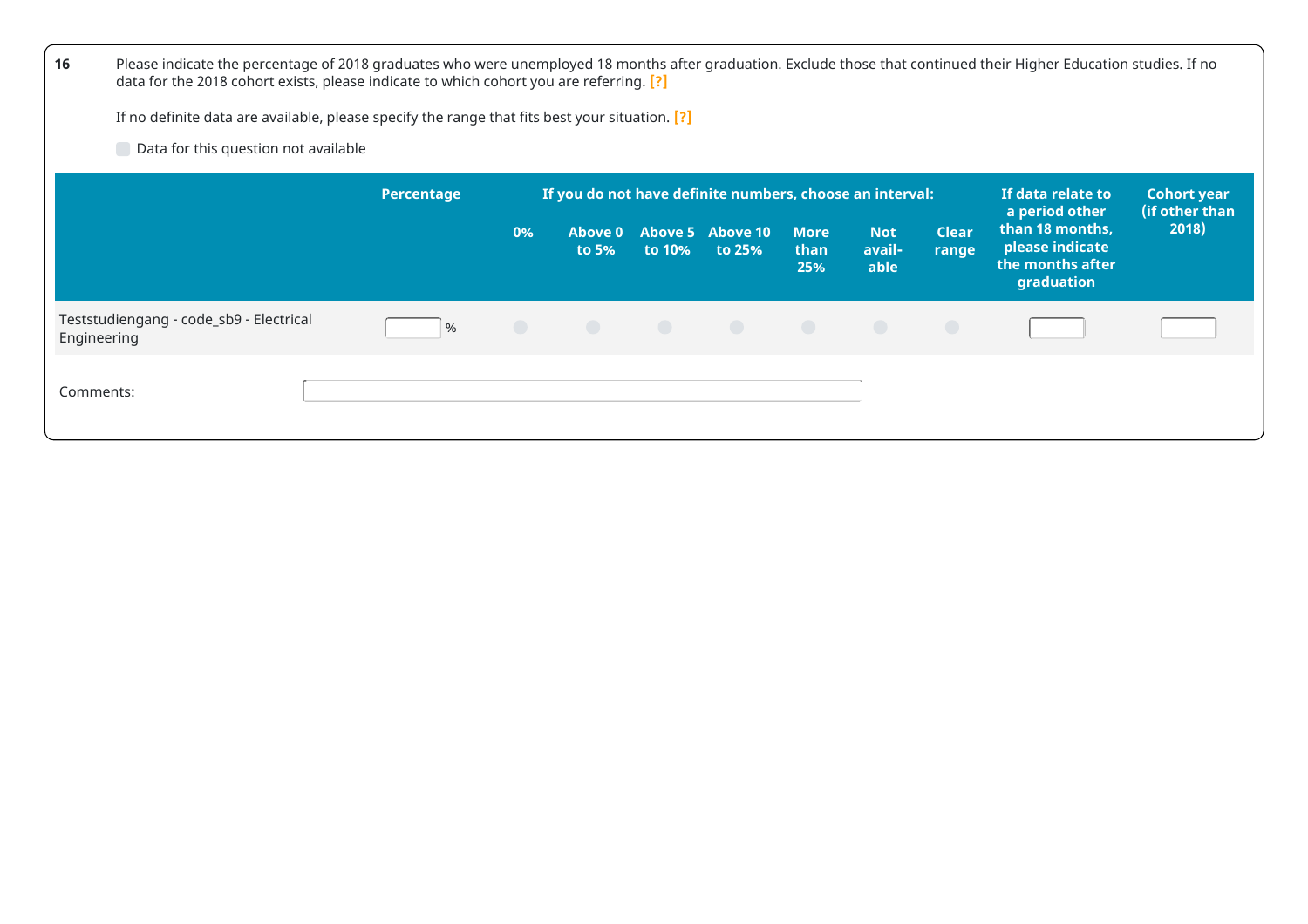**16** Please indicate the percentage of 2018 graduates who were unemployed 18 months after graduation. Exclude those that continued their Higher Education studies. If no data for the 2018 cohort exists, please indicate to which cohort you are referring. [?]

If no definite data are available, please specify the range that fits best your situation. [?]

Data for this question not available

| | Percentage | If you do not have definite numbers, choose an interval: | | | | | | | If data relate to a period other than 18 months, please indicate the months after graduation | Cohort year (if other than 2018) |
|---|---|---|---|---|---|---|---|---|---|---|
| | | 0% | Above 0 to 5% | Above 5 to 10% | Above 10 to 25% | More than 25% | Not avail-able | Clear range | | |
| Teststudiengang - code_sb9 - Electrical Engineering | % | | | | | | | | | |

Comments: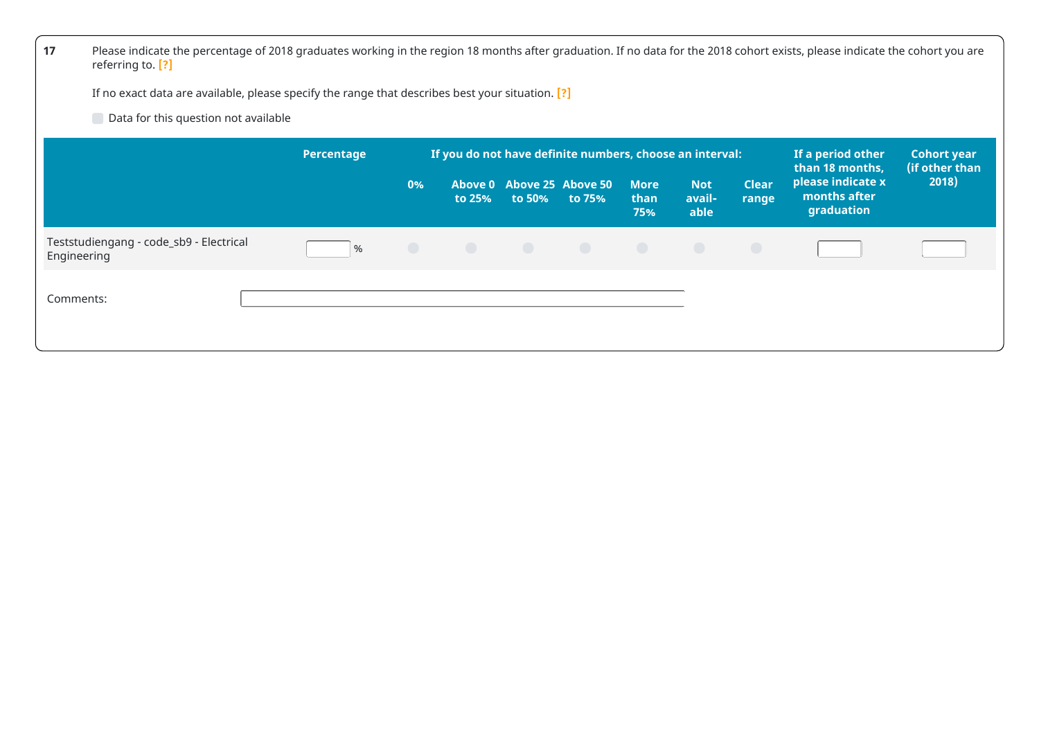**17** Please indicate the percentage of 2018 graduates working in the region 18 months after graduation. If no data for the 2018 cohort exists, please indicate the cohort you are referring to. [?]

If no exact data are available, please specify the range that describes best your situation. [?]

☐ Data for this question not available

| | Percentage | If you do not have definite numbers, choose an interval: | | | | | | | If a period other than 18 months, please indicate x months after graduation | Cohort year (if other than 2018) |
|---|---|---|---|---|---|---|---|---|---|---|
| | | 0% | Above 0 to 25% | Above 25 to 50% | Above 50 to 75% | More than 75% | Not available | Clear range | | |
| Teststudiengang - code_sb9 - Electrical Engineering | % | ○ | ○ | ○ | ○ | ○ | ○ | ○ | | |

Comments: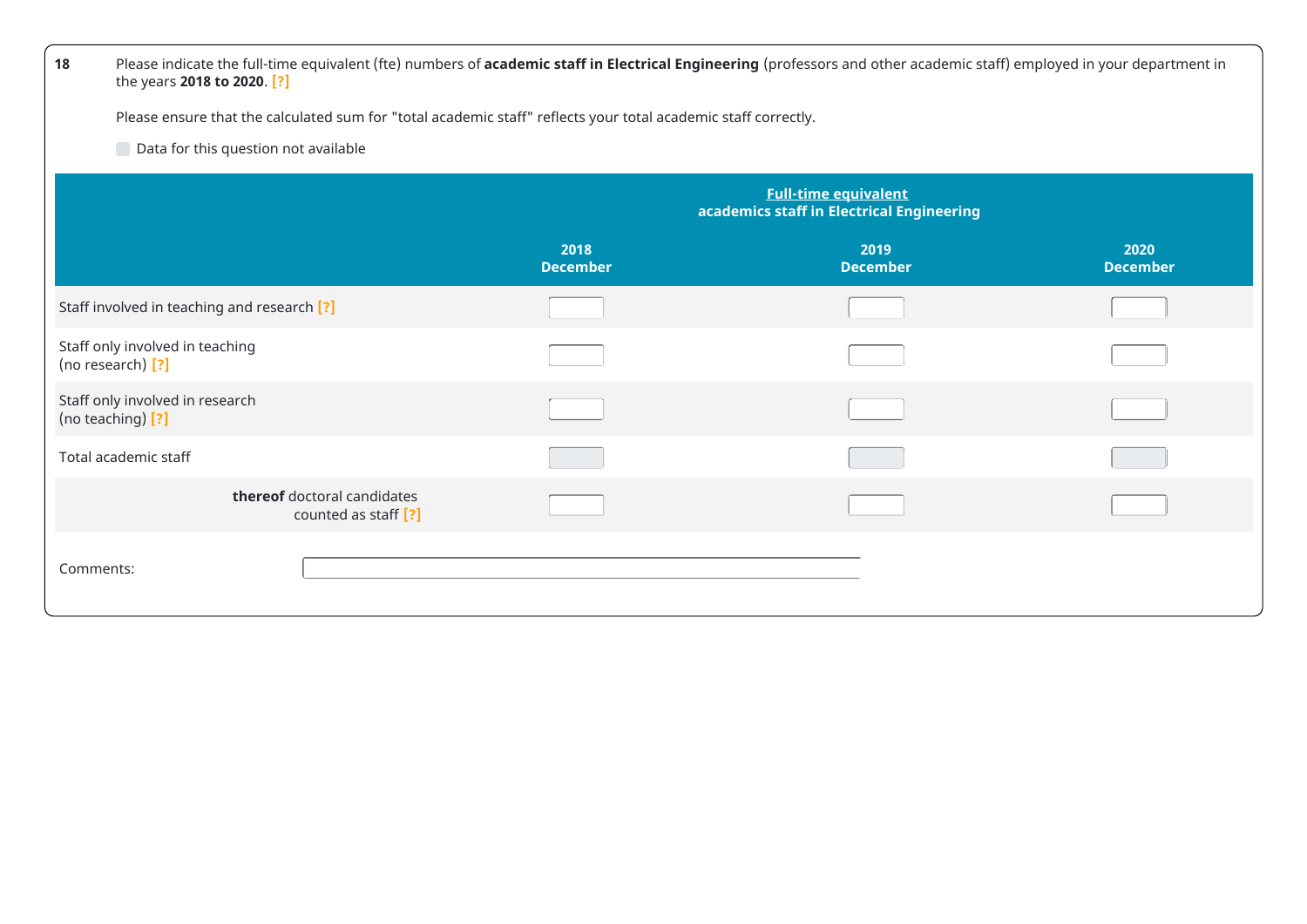**18** Please indicate the full-time equivalent (fte) numbers of **academic staff in Electrical Engineering** (professors and other academic staff) employed in your department in the years **2018 to 2020**. [?]

Please ensure that the calculated sum for "total academic staff" reflects your total academic staff correctly.

☐ Data for this question not available

| | Full-time equivalent academics staff in Electrical Engineering | | |
|---|---|---|---|
| | **2018 December** | **2019 December** | **2020 December** |
| Staff involved in teaching and research [?] | | | |
| Staff only involved in teaching (no research) [?] | | | |
| Staff only involved in research (no teaching) [?] | | | |
| Total academic staff | | | |
| **thereof** doctoral candidates counted as staff [?] | | | |

Comments: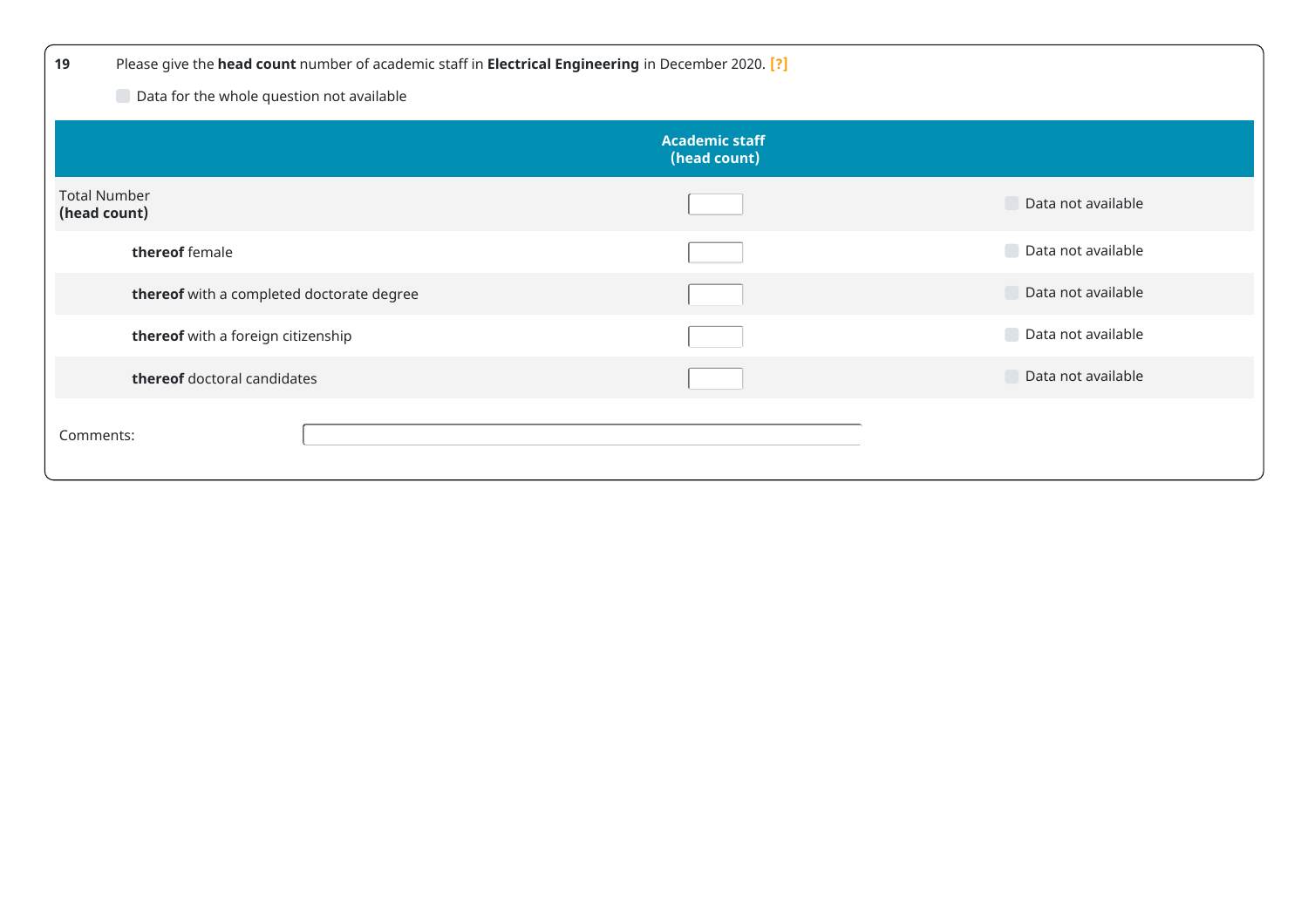**19** Please give the **head count** number of academic staff in **Electrical Engineering** in December 2020. [?]

☐ Data for the whole question not available

| | Academic staff (head count) | |
|---|---|---|
| Total Number **(head count)** | | ☐ Data not available |
| **thereof** female | | ☐ Data not available |
| **thereof** with a completed doctorate degree | | ☐ Data not available |
| **thereof** with a foreign citizenship | | ☐ Data not available |
| **thereof** doctoral candidates | | ☐ Data not available |

Comments: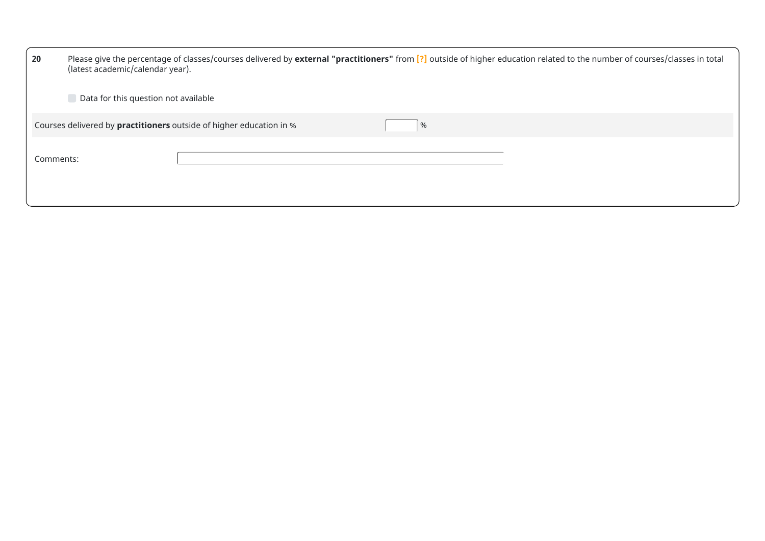**20** Please give the percentage of classes/courses delivered by **external "practitioners"** from [?] outside of higher education related to the number of courses/classes in total (latest academic/calendar year).

☐ Data for this question not available

| Courses delivered by **practitioners** outside of higher education in % | ____ % |
|---|---|

Comments: ____________________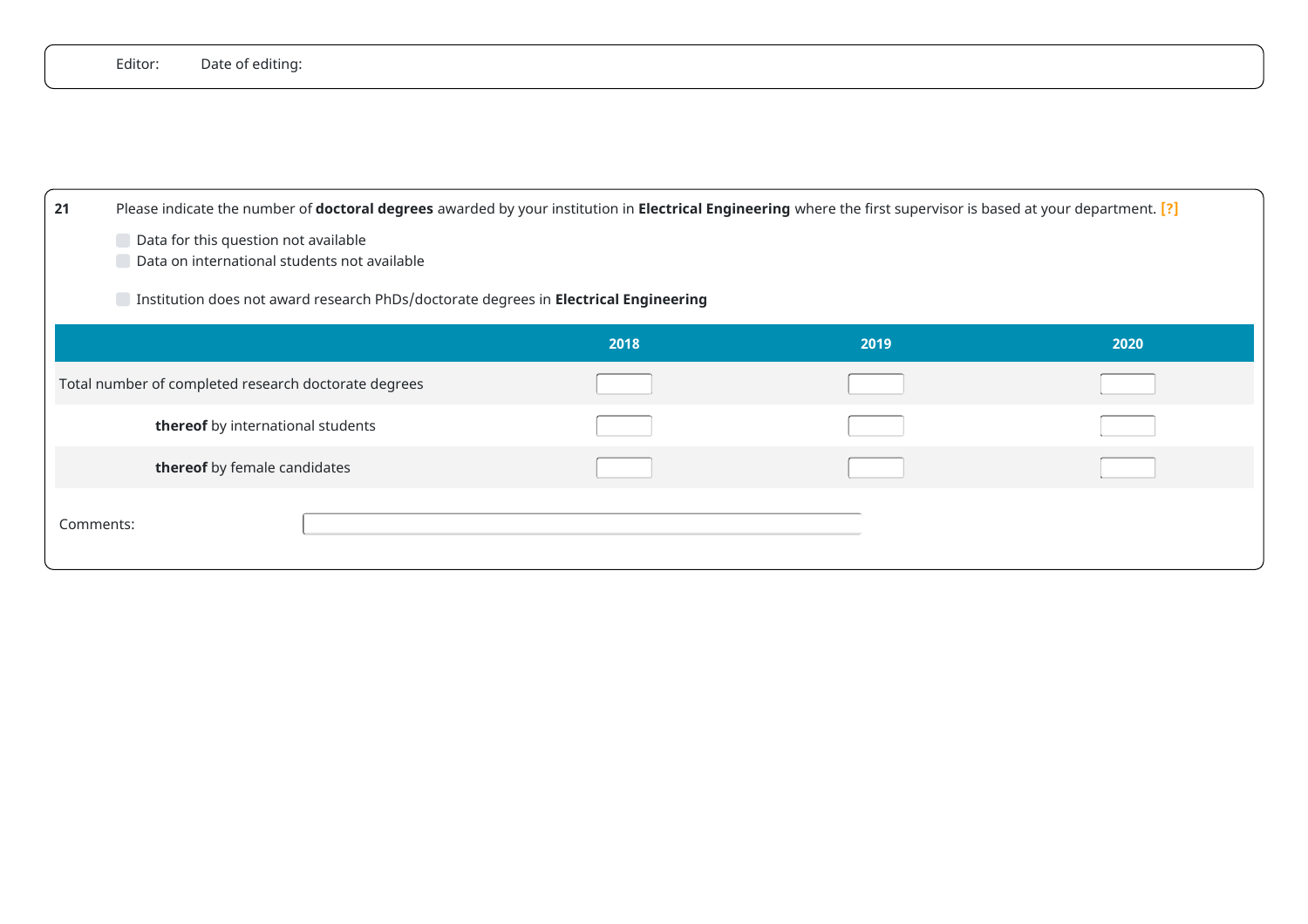Editor: Date of editing:

**21** Please indicate the number of **doctoral degrees** awarded by your institution in **Electrical Engineering** where the first supervisor is based at your department. [?]

- Data for this question not available
- Data on international students not available

- Institution does not award research PhDs/doctorate degrees in **Electrical Engineering**

| | 2018 | 2019 | 2020 |
|---|---|---|---|
| Total number of completed research doctorate degrees | | | |
| **thereof** by international students | | | |
| **thereof** by female candidates | | | |

Comments: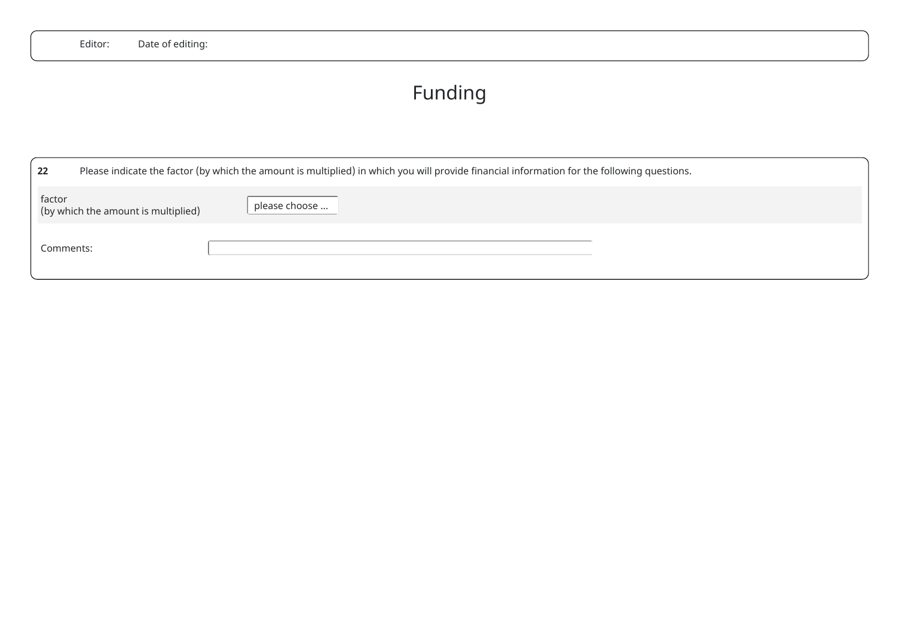Editor: Date of editing:

# Funding

**22** Please indicate the factor (by which the amount is multiplied) in which you will provide financial information for the following questions.

| factor (by which the amount is multiplied) | please choose ... |
|---|---|

Comments: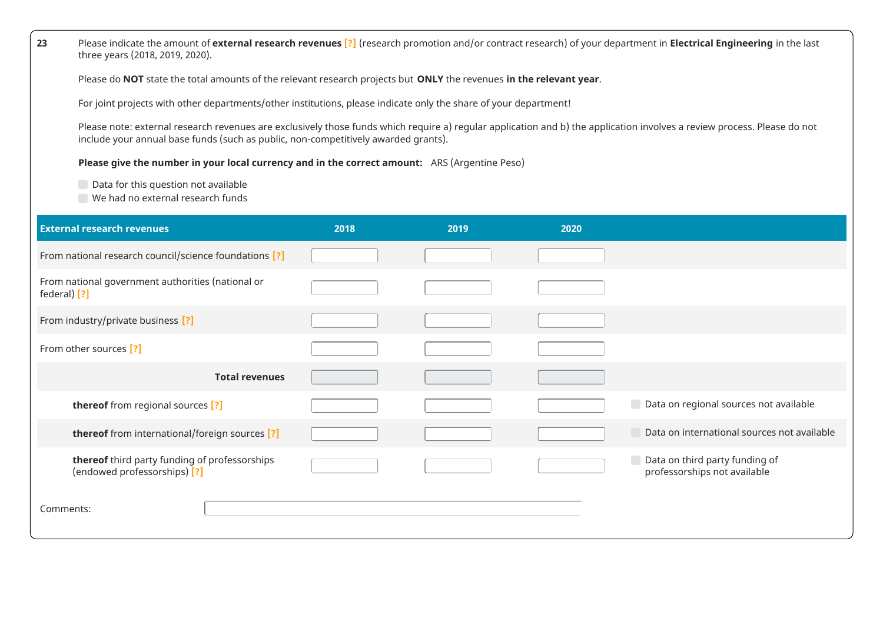**23** Please indicate the amount of **external research revenues** [?] (research promotion and/or contract research) of your department in **Electrical Engineering** in the last three years (2018, 2019, 2020).

Please do **NOT** state the total amounts of the relevant research projects but **ONLY** the revenues **in the relevant year**.

For joint projects with other departments/other institutions, please indicate only the share of your department!

Please note: external research revenues are exclusively those funds which require a) regular application and b) the application involves a review process. Please do not include your annual base funds (such as public, non-competitively awarded grants).

**Please give the number in your local currency and in the correct amount:** ARS (Argentine Peso)

- ☐ Data for this question not available
- ☐ We had no external research funds

| External research revenues | 2018 | 2019 | 2020 | |
|---|---|---|---|---|
| From national research council/science foundations [?] | | | | |
| From national government authorities (national or federal) [?] | | | | |
| From industry/private business [?] | | | | |
| From other sources [?] | | | | |
| **Total revenues** | | | | |
| **thereof** from regional sources [?] | | | | ☐ Data on regional sources not available |
| **thereof** from international/foreign sources [?] | | | | ☐ Data on international sources not available |
| **thereof** third party funding of professorships (endowed professorships) [?] | | | | ☐ Data on third party funding of professorships not available |

Comments: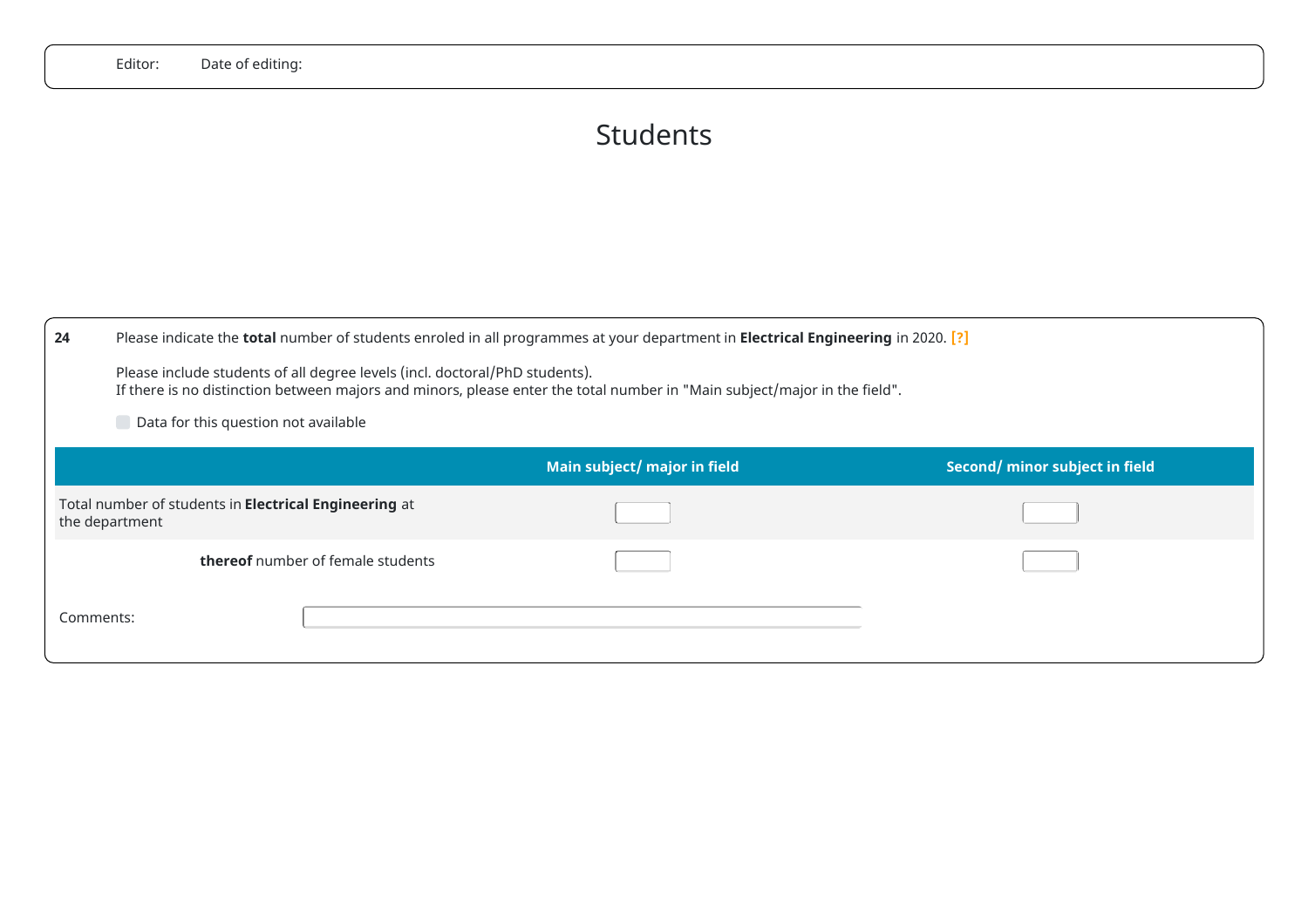Editor: Date of editing:

# Students

**24** Please indicate the **total** number of students enroled in all programmes at your department in **Electrical Engineering** in 2020. [?]

Please include students of all degree levels (incl. doctoral/PhD students).
If there is no distinction between majors and minors, please enter the total number in "Main subject/major in the field".

☐ Data for this question not available

| | Main subject/ major in field | Second/ minor subject in field |
|---|---|---|
| Total number of students in **Electrical Engineering** at the department | | |
| **thereof** number of female students | | |

Comments: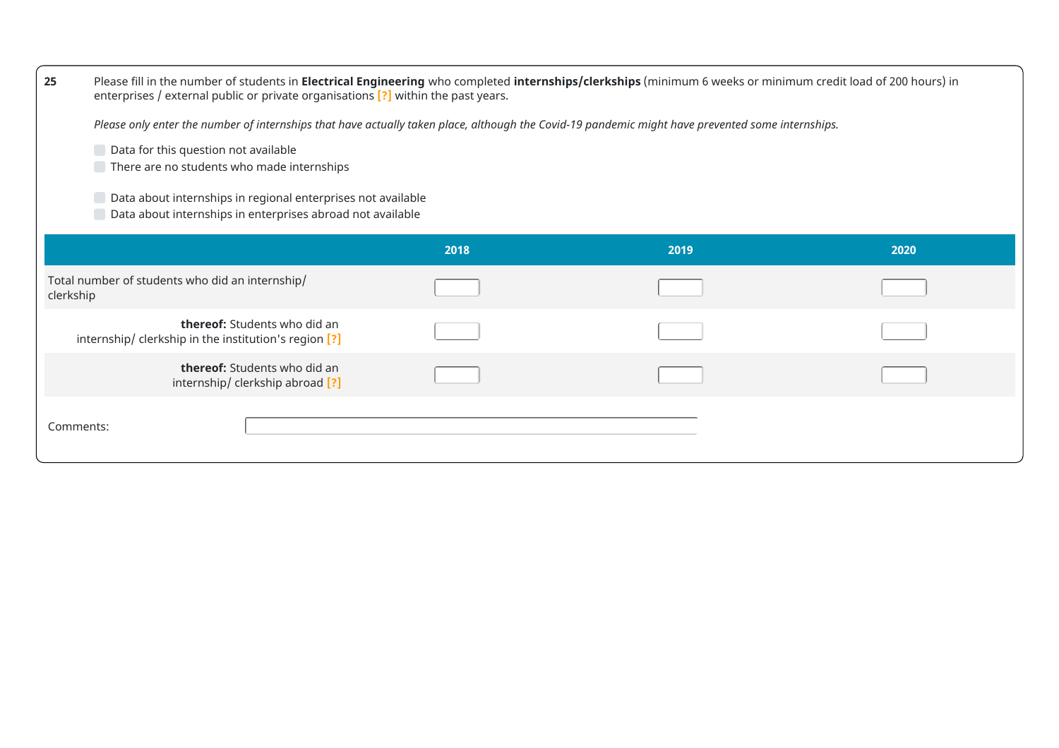**25** Please fill in the number of students in **Electrical Engineering** who completed **internships/clerkships** (minimum 6 weeks or minimum credit load of 200 hours) in enterprises / external public or private organisations [?] within the past years.

*Please only enter the number of internships that have actually taken place, although the Covid-19 pandemic might have prevented some internships.*

- Data for this question not available
- There are no students who made internships

- Data about internships in regional enterprises not available
- Data about internships in enterprises abroad not available

| | 2018 | 2019 | 2020 |
|---|---|---|---|
| Total number of students who did an internship/ clerkship | | | |
| **thereof:** Students who did an internship/ clerkship in the institution's region [?] | | | |
| **thereof:** Students who did an internship/ clerkship abroad [?] | | | |

Comments: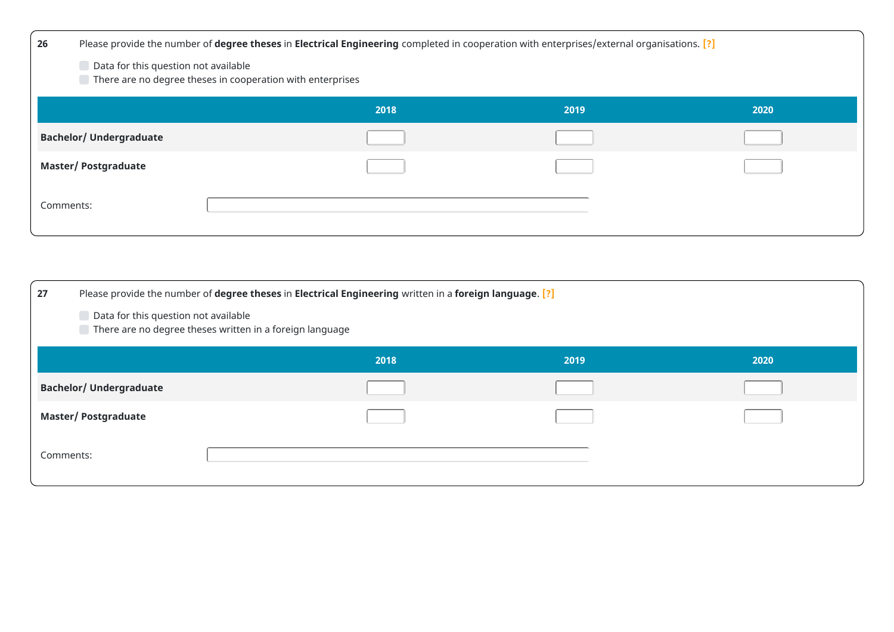**26** Please provide the number of **degree theses** in **Electrical Engineering** completed in cooperation with enterprises/external organisations. [?]

- ☐ Data for this question not available
- ☐ There are no degree theses in cooperation with enterprises

| | 2018 | 2019 | 2020 |
|---|---|---|---|
| **Bachelor/ Undergraduate** | | | |
| **Master/ Postgraduate** | | | |

Comments:

**27** Please provide the number of **degree theses** in **Electrical Engineering** written in a **foreign language**. [?]

- ☐ Data for this question not available
- ☐ There are no degree theses written in a foreign language

| | 2018 | 2019 | 2020 |
|---|---|---|---|
| **Bachelor/ Undergraduate** | | | |
| **Master/ Postgraduate** | | | |

Comments: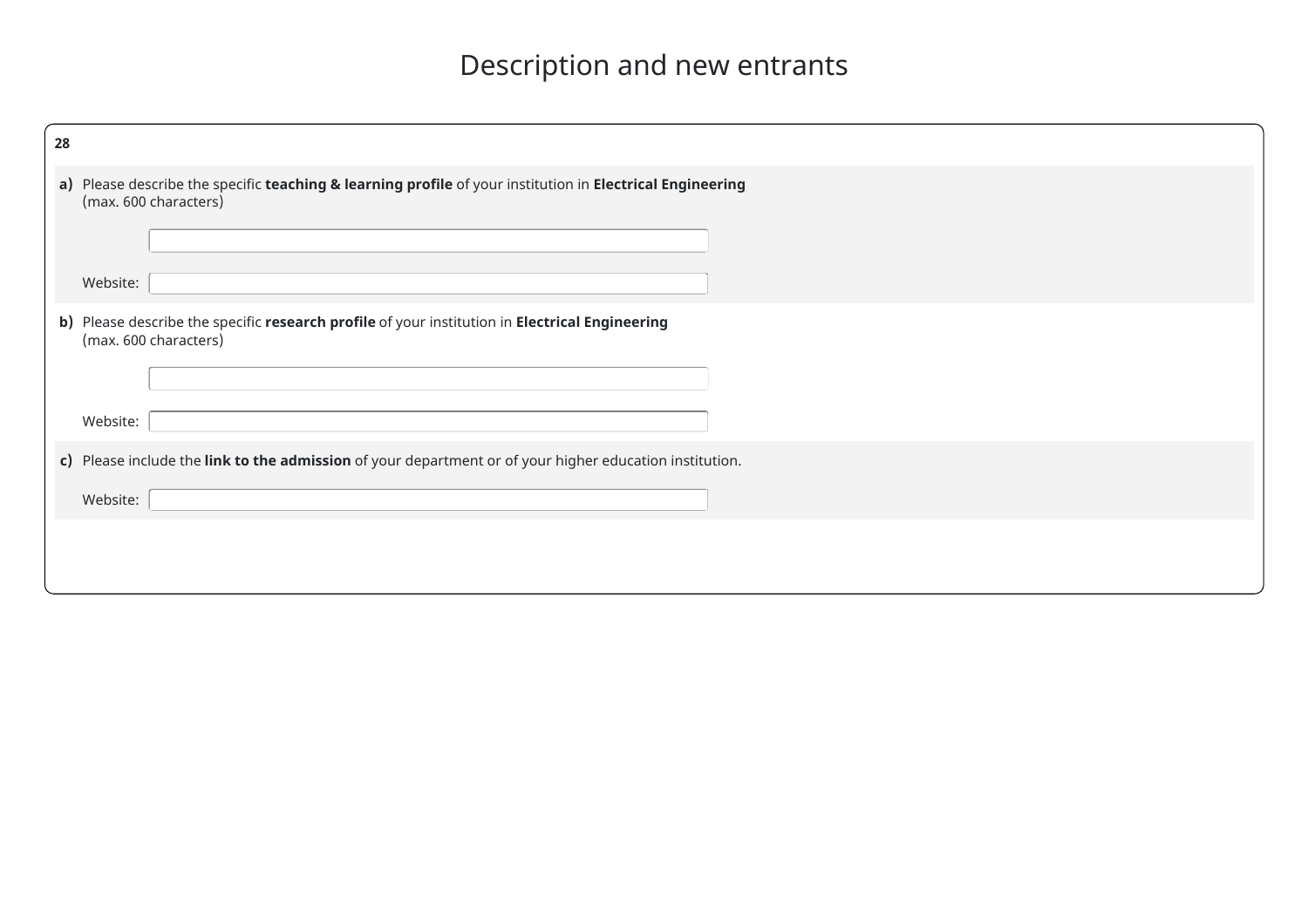# Description and new entrants

**28**

**a)** Please describe the specific **teaching & learning profile** of your institution in **Electrical Engineering**
(max. 600 characters)

Website:

**b)** Please describe the specific **research profile** of your institution in **Electrical Engineering**
(max. 600 characters)

Website:

**c)** Please include the **link to the admission** of your department or of your higher education institution.

Website: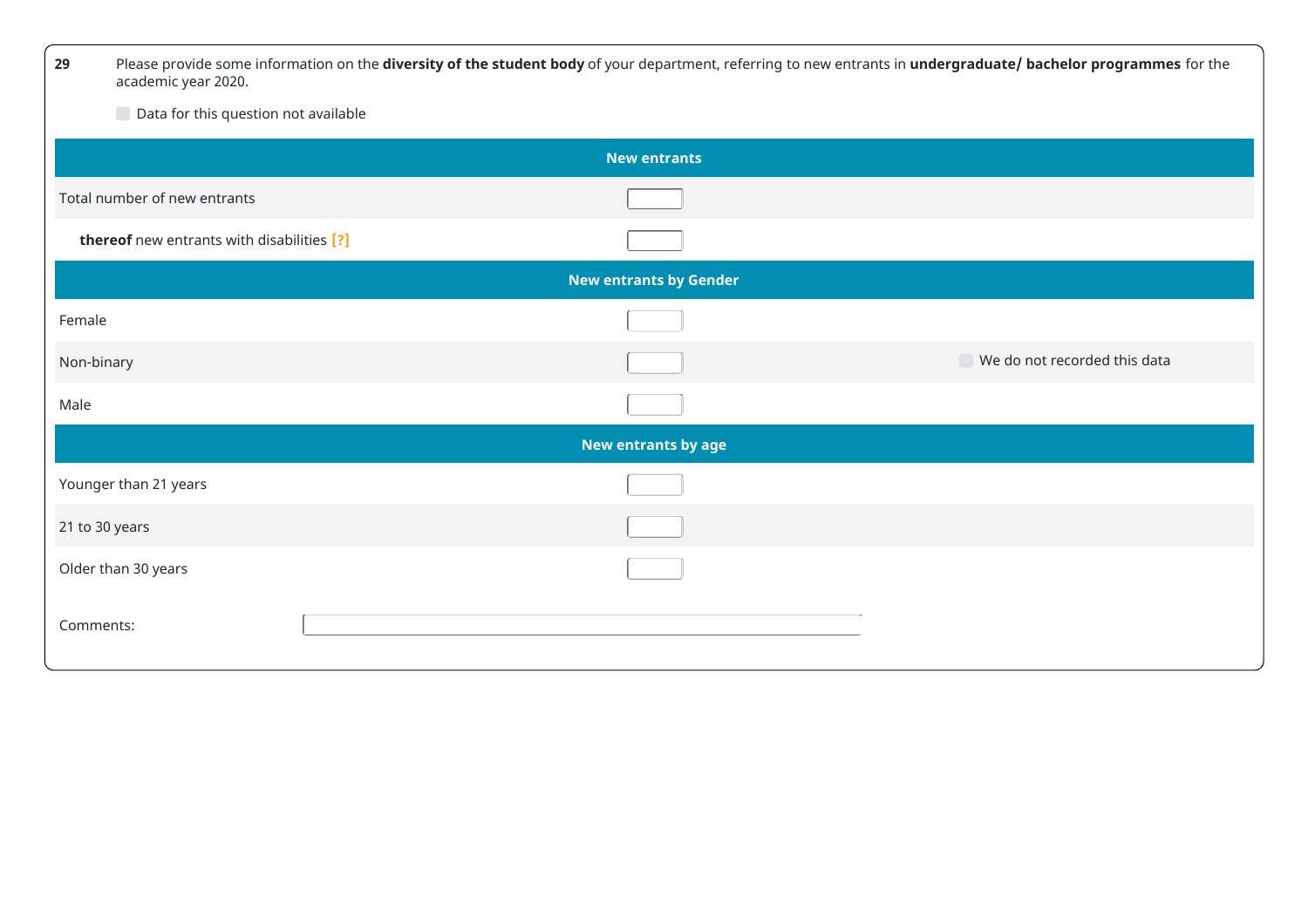**29** Please provide some information on the **diversity of the student body** of your department, referring to new entrants in **undergraduate/ bachelor programmes** for the academic year 2020.

☐ Data for this question not available

| New entrants | | |
|---|---|---|
| Total number of new entrants | | |
| **thereof** new entrants with disabilities [?] | | |
| **New entrants by Gender** | | |
| Female | | |
| Non-binary | | ☐ We do not recorded this data |
| Male | | |
| **New entrants by age** | | |
| Younger than 21 years | | |
| 21 to 30 years | | |
| Older than 30 years | | |

Comments: